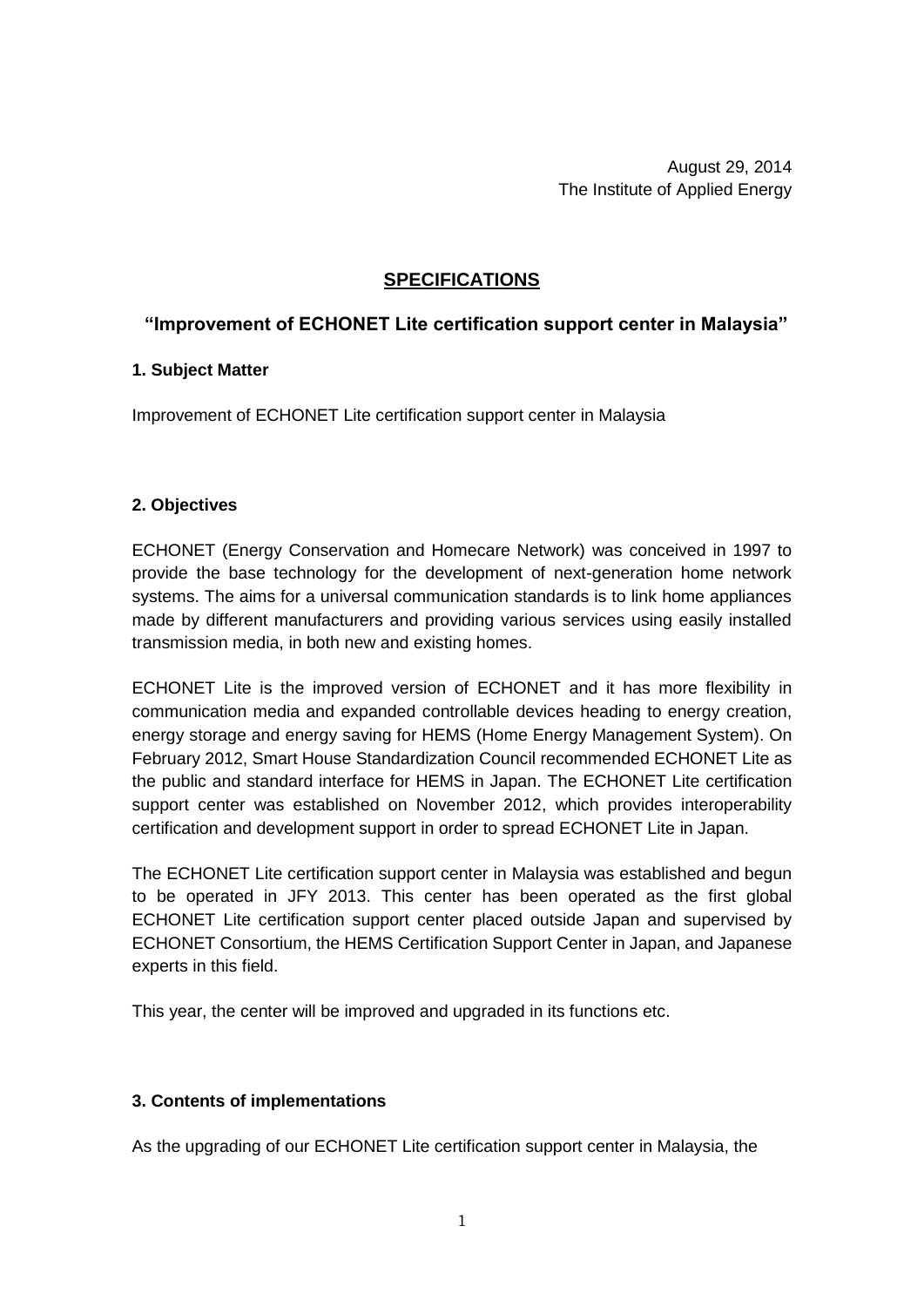August 29, 2014
The Institute of Applied Energy

# SPECIFICATIONS

## "Improvement of ECHONET Lite certification support center in Malaysia"

### 1. Subject Matter

Improvement of ECHONET Lite certification support center in Malaysia

### 2. Objectives

ECHONET (Energy Conservation and Homecare Network) was conceived in 1997 to provide the base technology for the development of next-generation home network systems. The aims for a universal communication standards is to link home appliances made by different manufacturers and providing various services using easily installed transmission media, in both new and existing homes.

ECHONET Lite is the improved version of ECHONET and it has more flexibility in communication media and expanded controllable devices heading to energy creation, energy storage and energy saving for HEMS (Home Energy Management System). On February 2012, Smart House Standardization Council recommended ECHONET Lite as the public and standard interface for HEMS in Japan. The ECHONET Lite certification support center was established on November 2012, which provides interoperability certification and development support in order to spread ECHONET Lite in Japan.

The ECHONET Lite certification support center in Malaysia was established and begun to be operated in JFY 2013. This center has been operated as the first global ECHONET Lite certification support center placed outside Japan and supervised by ECHONET Consortium, the HEMS Certification Support Center in Japan, and Japanese experts in this field.

This year, the center will be improved and upgraded in its functions etc.

### 3. Contents of implementations

As the upgrading of our ECHONET Lite certification support center in Malaysia, the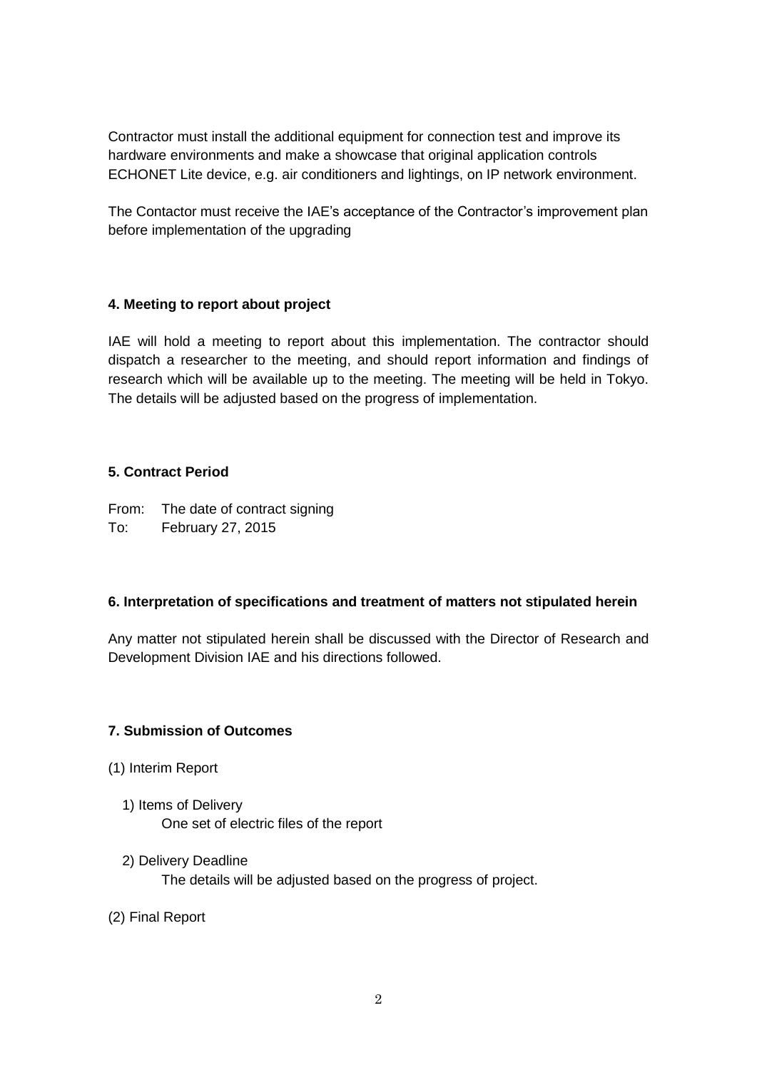Contractor must install the additional equipment for connection test and improve its hardware environments and make a showcase that original application controls ECHONET Lite device, e.g. air conditioners and lightings, on IP network environment.

The Contactor must receive the IAE's acceptance of the Contractor's improvement plan before implementation of the upgrading

**4. Meeting to report about project**

IAE will hold a meeting to report about this implementation. The contractor should dispatch a researcher to the meeting, and should report information and findings of research which will be available up to the meeting. The meeting will be held in Tokyo. The details will be adjusted based on the progress of implementation.

**5. Contract Period**

From: The date of contract signing
To: February 27, 2015

**6. Interpretation of specifications and treatment of matters not stipulated herein**

Any matter not stipulated herein shall be discussed with the Director of Research and Development Division IAE and his directions followed.

**7. Submission of Outcomes**

(1) Interim Report

1) Items of Delivery
   One set of electric files of the report

2) Delivery Deadline
   The details will be adjusted based on the progress of project.

(2) Final Report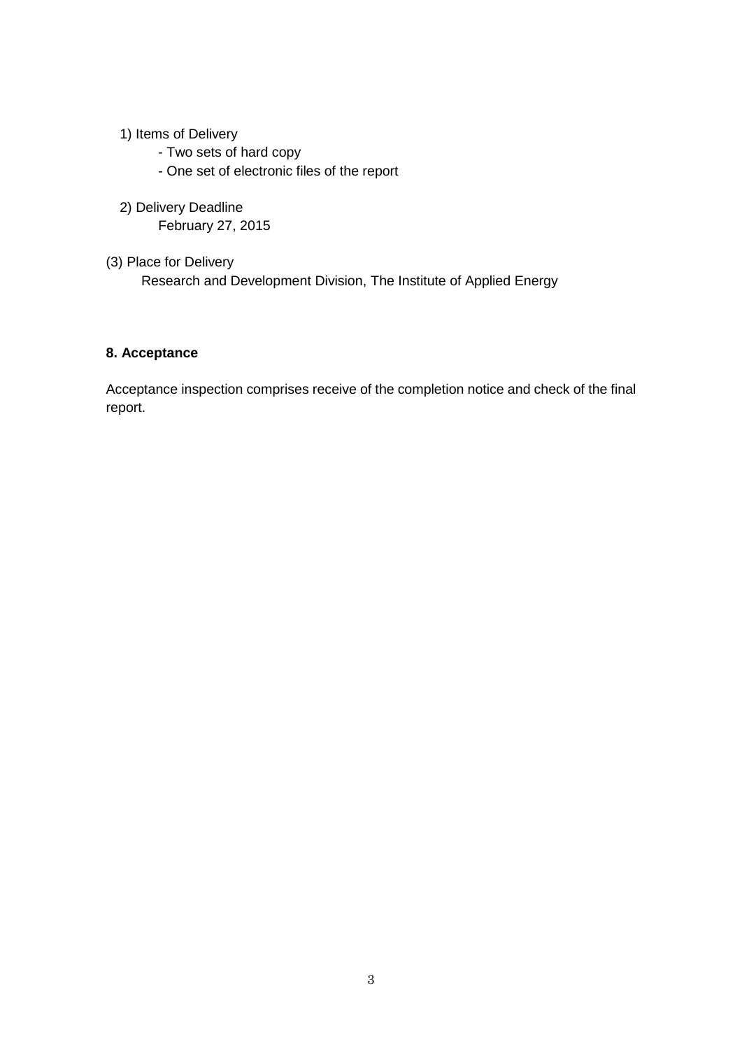1) Items of Delivery

- Two sets of hard copy
- One set of electronic files of the report

2) Delivery Deadline

February 27, 2015

(3) Place for Delivery

Research and Development Division, The Institute of Applied Energy

## 8. Acceptance

Acceptance inspection comprises receive of the completion notice and check of the final report.